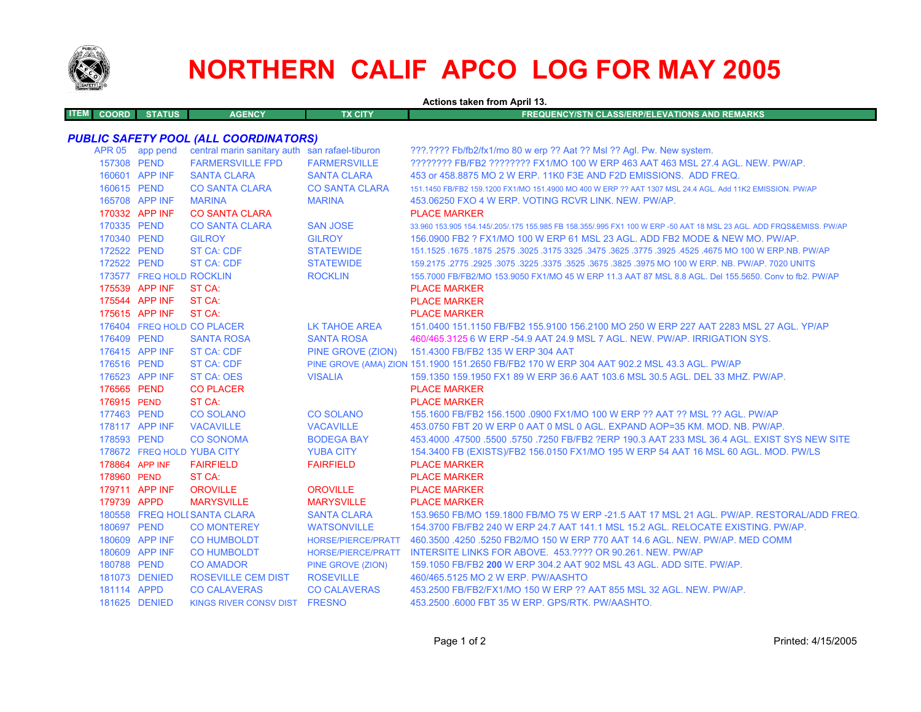# NORTHERN CALIF APCO LOG FOR MAY 2005

**Actions taken from April 13.**

| ITEM | COORD | STATUS | AGENCY | TX CITY | FREQUENCY/STN CLASS/ERP/ELEVATIONS AND REMARKS |
|---|---|---|---|---|---|

## *PUBLIC SAFETY POOL (ALL COORDINATORS)*

| ITEM | COORD | STATUS | AGENCY | TX CITY | FREQUENCY/STN CLASS/ERP/ELEVATIONS AND REMARKS |
|---|---|---|---|---|---|
| | APR 05 | app pend | central marin sanitary auth | san rafael-tiburon | ???.???? Fb/fb2/fx1/mo 80 w erp ?? Aat ?? Msl ?? Agl. Pw. New system. |
| | 157308 | PEND | FARMERSVILLE FPD | FARMERSVILLE | ???????? FB/FB2 ???????? FX1/MO 100 W ERP 463 AAT 463 MSL 27.4 AGL. NEW. PW/AP. |
| | 160601 | APP INF | SANTA CLARA | SANTA CLARA | 453 or 458.8875 MO 2 W ERP. 11K0 F3E AND F2D EMISSIONS. ADD FREQ. |
| | 160615 | PEND | CO SANTA CLARA | CO SANTA CLARA | 151.1450 FB/FB2 159.1200 FX1/MO 151.4900 MO 400 W ERP ?? AAT 1307 MSL 24.4 AGL. Add 11K2 EMISSION. PW/AP |
| | 165708 | APP INF | MARINA | MARINA | 453.06250 FXO 4 W ERP. VOTING RCVR LINK. NEW. PW/AP. |
| | 170332 | APP INF | CO SANTA CLARA | | PLACE MARKER |
| | 170335 | PEND | CO SANTA CLARA | SAN JOSE | 33.960 153.905 154.145/.205/.175 155.985 FB 158.355/.995 FX1 100 W ERP -50 AAT 18 MSL 23 AGL. ADD FRQS&EMISS. PW/AP |
| | 170340 | PEND | GILROY | GILROY | 156.0900 FB2 ? FX1/MO 100 W ERP 61 MSL 23 AGL. ADD FB2 MODE & NEW MO. PW/AP. |
| | 172522 | PEND | ST CA: CDF | STATEWIDE | 151.1525 .1675 .1875 .2575 .3025 .3175 3325 .3475 .3625 .3775 .3925 .4525 .4675 MO 100 W ERP.NB. PW/AP |
| | 172522 | PEND | ST CA: CDF | STATEWIDE | 159.2175 .2775 .2925 .3075 .3225 .3375 .3525 .3675 .3825 .3975 MO 100 W ERP. NB. PW/AP. 7020 UNITS |
| | 173577 | FREQ HOLD | ROCKLIN | ROCKLIN | 155.7000 FB/FB2/MO 153.9050 FX1/MO 45 W ERP 11.3 AAT 87 MSL 8.8 AGL. Del 155.5650. Conv to fb2. PW/AP |
| | 175539 | APP INF | ST CA: | | PLACE MARKER |
| | 175544 | APP INF | ST CA: | | PLACE MARKER |
| | 175615 | APP INF | ST CA: | | PLACE MARKER |
| | 176404 | FREQ HOLD | CO PLACER | LK TAHOE AREA | 151.0400 151.1150 FB/FB2 155.9100 156.2100 MO 250 W ERP 227 AAT 2283 MSL 27 AGL. YP/AP |
| | 176409 | PEND | SANTA ROSA | SANTA ROSA | 460/465.3125 6 W ERP -54.9 AAT 24.9 MSL 7 AGL. NEW. PW/AP. IRRIGATION SYS. |
| | 176415 | APP INF | ST CA: CDF | PINE GROVE (ZION) | 151.4300 FB/FB2 135 W ERP 304 AAT |
| | 176516 | PEND | ST CA: CDF | PINE GROVE (AMA) ZION | 151.1900 151.2650 FB/FB2 170 W ERP 304 AAT 902.2 MSL 43.3 AGL. PW/AP |
| | 176523 | APP INF | ST CA: OES | VISALIA | 159.1350 159.1950 FX1 89 W ERP 36.6 AAT 103.6 MSL 30.5 AGL. DEL 33 MHZ. PW/AP. |
| | 176565 | PEND | CO PLACER | | PLACE MARKER |
| | 176915 | PEND | ST CA: | | PLACE MARKER |
| | 177463 | PEND | CO SOLANO | CO SOLANO | 155.1600 FB/FB2 156.1500 .0900 FX1/MO 100 W ERP ?? AAT ?? MSL ?? AGL. PW/AP |
| | 178117 | APP INF | VACAVILLE | VACAVILLE | 453.0750 FBT 20 W ERP 0 AAT 0 MSL 0 AGL. EXPAND AOP=35 KM. MOD. NB. PW/AP. |
| | 178593 | PEND | CO SONOMA | BODEGA BAY | 453.4000 .47500 .5500 .5750 .7250 FB/FB2 ?ERP 190.3 AAT 233 MSL 36.4 AGL. EXIST SYS NEW SITE |
| | 178672 | FREQ HOLD | YUBA CITY | YUBA CITY | 154.3400 FB (EXISTS)/FB2 156.0150 FX1/MO 195 W ERP 54 AAT 16 MSL 60 AGL. MOD. PW/LS |
| | 178864 | APP INF | FAIRFIELD | FAIRFIELD | PLACE MARKER |
| | 178960 | PEND | ST CA: | | PLACE MARKER |
| | 179711 | APP INF | OROVILLE | OROVILLE | PLACE MARKER |
| | 179739 | APPD | MARYSVILLE | MARYSVILLE | PLACE MARKER |
| | 180558 | FREQ HOLD | SANTA CLARA | SANTA CLARA | 153.9650 FB/MO 159.1800 FB/MO 75 W ERP -21.5 AAT 17 MSL 21 AGL. PW/AP. RESTORAL/ADD FREQ. |
| | 180697 | PEND | CO MONTEREY | WATSONVILLE | 154.3700 FB/FB2 240 W ERP 24.7 AAT 141.1 MSL 15.2 AGL. RELOCATE EXISTING. PW/AP. |
| | 180609 | APP INF | CO HUMBOLDT | HORSE/PIERCE/PRATT | 460.3500 .4250 .5250 FB2/MO 150 W ERP 770 AAT 14.6 AGL. NEW. PW/AP. MED COMM |
| | 180609 | APP INF | CO HUMBOLDT | HORSE/PIERCE/PRATT | INTERSITE LINKS FOR ABOVE. 453.???? OR 90.261. NEW. PW/AP |
| | 180788 | PEND | CO AMADOR | PINE GROVE (ZION) | 159.1050 FB/FB2 **200** W ERP 304.2 AAT 902 MSL 43 AGL. ADD SITE. PW/AP. |
| | 181073 | DENIED | ROSEVILLE CEM DIST | ROSEVILLE | 460/465.5125 MO 2 W ERP. PW/AASHTO |
| | 181114 | APPD | CO CALAVERAS | CO CALAVERAS | 453.2500 FB/FB2/FX1/MO 150 W ERP ?? AAT 855 MSL 32 AGL. NEW. PW/AP. |
| | 181625 | DENIED | KINGS RIVER CONSV DIST | FRESNO | 453.2500 .6000 FBT 35 W ERP. GPS/RTK. PW/AASHTO. |

Printed: 4/15/2005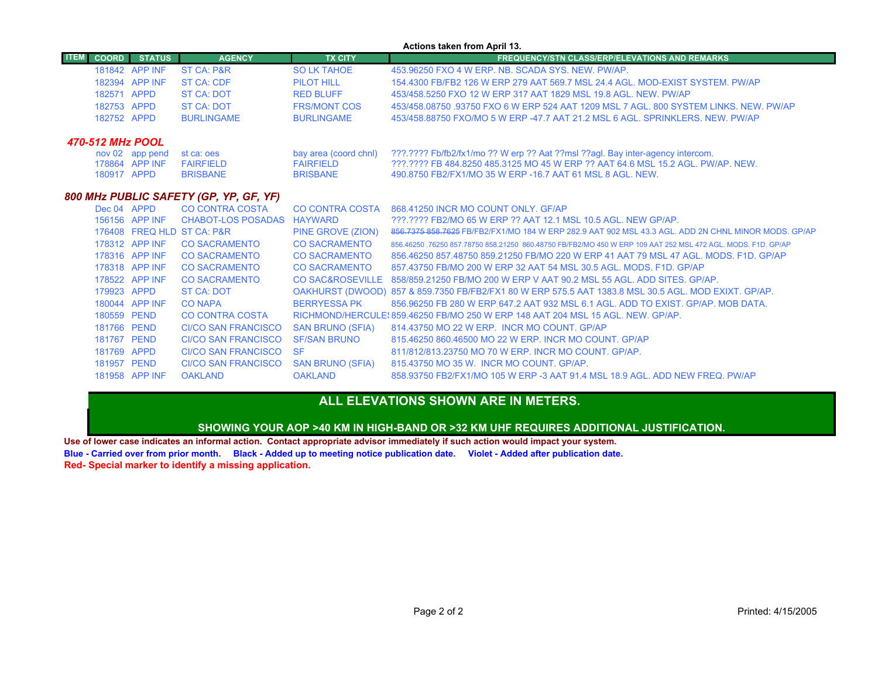**Actions taken from April 13.**

| ITEM | COORD | STATUS | AGENCY | TX CITY | FREQUENCY/STN CLASS/ERP/ELEVATIONS AND REMARKS |
|---|---|---|---|---|---|
| | 181842 | APP INF | ST CA: P&R | SO LK TAHOE | 453.96250 FXO 4 W ERP. NB. SCADA SYS. NEW. PW/AP. |
| | 182394 | APP INF | ST CA: CDF | PILOT HILL | 154.4300 FB/FB2 126 W ERP 279 AAT 569.7 MSL 24.4 AGL. MOD-EXIST SYSTEM. PW/AP |
| | 182571 | APPD | ST CA: DOT | RED BLUFF | 453/458.5250 FXO 12 W ERP 317 AAT 1829 MSL 19.8 AGL. NEW. PW/AP |
| | 182753 | APPD | ST CA: DOT | FRS/MONT COS | 453/458.08750 .93750 FXO 6 W ERP 524 AAT 1209 MSL 7 AGL. 800 SYSTEM LINKS. NEW. PW/AP |
| | 182752 | APPD | BURLINGAME | BURLINGAME | 453/458.88750 FXO/MO 5 W ERP -47.7 AAT 21.2 MSL 6 AGL. SPRINKLERS. NEW. PW/AP |
| ***470-512 MHz POOL*** | | | | | |
| | nov 02 | app pend | st ca: oes | bay area (coord chnl) | ???.???? Fb/fb2/fx1/mo ?? W erp ?? Aat ??msl ??agl. Bay inter-agency intercom. |
| | 178864 | APP INF | FAIRFIELD | FAIRFIELD | ???.???? FB 484.8250 485.3125 MO 45 W ERP ?? AAT 64.6 MSL 15.2 AGL. PW/AP. NEW. |
| | 180917 | APPD | BRISBANE | BRISBANE | 490.8750 FB2/FX1/MO 35 W ERP -16.7 AAT 61 MSL 8 AGL. NEW. |
| ***800 MHz PUBLIC SAFETY (GP, YP, GF, YF)*** | | | | | |
| | Dec 04 | APPD | CO CONTRA COSTA | CO CONTRA COSTA | 868.41250 INCR MO COUNT ONLY. GF/AP |
| | 156156 | APP INF | CHABOT-LOS POSADAS | HAYWARD | ???.???? FB2/MO 65 W ERP ?? AAT 12.1 MSL 10.5 AGL. NEW GP/AP. |
| | 176408 | FREQ HLD | ST CA: P&R | PINE GROVE (ZION) | ~~856.7375 858.7625~~ FB/FB2/FX1/MO 184 W ERP 282.9 AAT 902 MSL 43.3 AGL. ADD 2N CHNL MINOR MODS. GP/AP |
| | 178312 | APP INF | CO SACRAMENTO | CO SACRAMENTO | 856.46250 .76250 857.78750 858.21250 860.48750 FB/FB2/MO 450 W ERP 109 AAT 252 MSL 472 AGL. MODS. F1D. GP/AP |
| | 178316 | APP INF | CO SACRAMENTO | CO SACRAMENTO | 856.46250 857.48750 859.21250 FB/MO 220 W ERP 41 AAT 79 MSL 47 AGL. MODS. F1D. GP/AP |
| | 178318 | APP INF | CO SACRAMENTO | CO SACRAMENTO | 857.43750 FB/MO 200 W ERP 32 AAT 54 MSL 30.5 AGL. MODS. F1D. GP/AP |
| | 178522 | APP INF | CO SACRAMENTO | CO SAC&ROSEVILLE | 858/859.21250 FB/MO 200 W ERP V AAT 90.2 MSL 55 AGL. ADD SITES. GP/AP. |
| | 179923 | APPD | ST CA: DOT | OAKHURST (DWOOD) | 857 & 859.7350 FB/FB2/FX1 80 W ERP 575.5 AAT 1383.8 MSL 30.5 AGL. MOD EXIXT. GP/AP. |
| | 180044 | APP INF | CO NAPA | BERRYESSA PK | 856.96250 FB 280 W ERP 647.2 AAT 932 MSL 6.1 AGL. ADD TO EXIST. GP/AP. MOB DATA. |
| | 180559 | PEND | CO CONTRA COSTA | RICHMOND/HERCULES | 859.46250 FB/MO 250 W ERP 148 AAT 204 MSL 15 AGL. NEW. GP/AP. |
| | 181766 | PEND | CI/CO SAN FRANCISCO | SAN BRUNO (SFIA) | 814.43750 MO 22 W ERP. INCR MO COUNT. GP/AP |
| | 181767 | PEND | CI/CO SAN FRANCISCO | SF/SAN BRUNO | 815.46250 860.46500 MO 22 W ERP. INCR MO COUNT. GP/AP |
| | 181769 | APPD | CI/CO SAN FRANCISCO | SF | 811/812/813.23750 MO 70 W ERP. INCR MO COUNT. GP/AP. |
| | 181957 | PEND | CI/CO SAN FRANCISCO | SAN BRUNO (SFIA) | 815.43750 MO 35 W. INCR MO COUNT. GP/AP. |
| | 181958 | APP INF | OAKLAND | OAKLAND | 858.93750 FB2/FX1/MO 105 W ERP -3 AAT 91.4 MSL 18.9 AGL. ADD NEW FREQ. PW/AP |

**ALL ELEVATIONS SHOWN ARE IN METERS.**

**SHOWING YOUR AOP >40 KM IN HIGH-BAND OR >32 KM UHF REQUIRES ADDITIONAL JUSTIFICATION.**

**Use of lower case indicates an informal action. Contact appropriate advisor immediately if such action would impact your system.**

**Blue - Carried over from prior month. Black - Added up to meeting notice publication date. Violet - Added after publication date.**

**Red- Special marker to identify a missing application.**

Printed: 4/15/2005